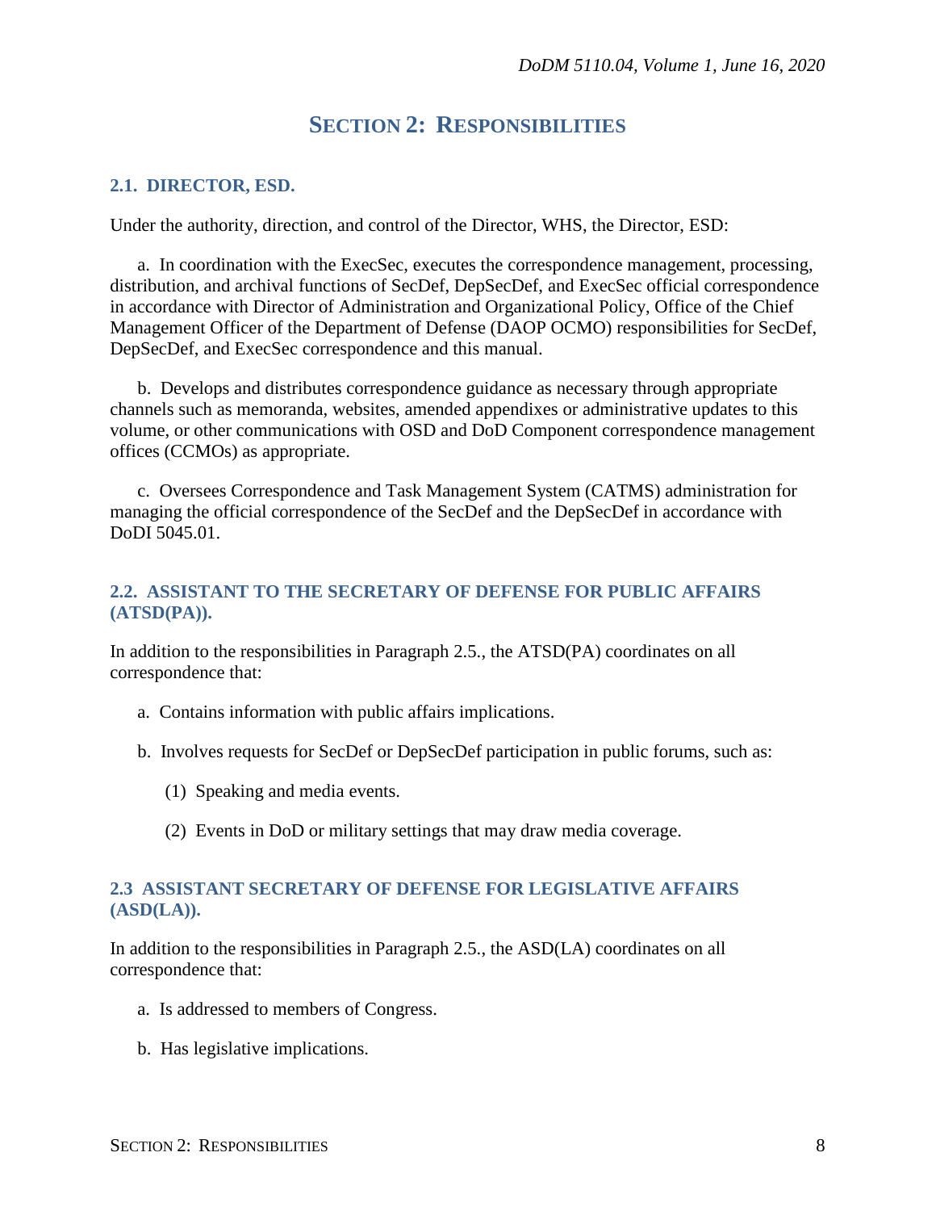# SECTION 2: RESPONSIBILITIES

## 2.1. DIRECTOR, ESD.

Under the authority, direction, and control of the Director, WHS, the Director, ESD:

a. In coordination with the ExecSec, executes the correspondence management, processing, distribution, and archival functions of SecDef, DepSecDef, and ExecSec official correspondence in accordance with Director of Administration and Organizational Policy, Office of the Chief Management Officer of the Department of Defense (DAOP OCMO) responsibilities for SecDef, DepSecDef, and ExecSec correspondence and this manual.

b. Develops and distributes correspondence guidance as necessary through appropriate channels such as memoranda, websites, amended appendixes or administrative updates to this volume, or other communications with OSD and DoD Component correspondence management offices (CCMOs) as appropriate.

c. Oversees Correspondence and Task Management System (CATMS) administration for managing the official correspondence of the SecDef and the DepSecDef in accordance with DoDI 5045.01.

## 2.2. ASSISTANT TO THE SECRETARY OF DEFENSE FOR PUBLIC AFFAIRS (ATSD(PA)).

In addition to the responsibilities in Paragraph 2.5., the ATSD(PA) coordinates on all correspondence that:

a. Contains information with public affairs implications.

b. Involves requests for SecDef or DepSecDef participation in public forums, such as:

(1) Speaking and media events.

(2) Events in DoD or military settings that may draw media coverage.

## 2.3 ASSISTANT SECRETARY OF DEFENSE FOR LEGISLATIVE AFFAIRS (ASD(LA)).

In addition to the responsibilities in Paragraph 2.5., the ASD(LA) coordinates on all correspondence that:

a. Is addressed to members of Congress.

b. Has legislative implications.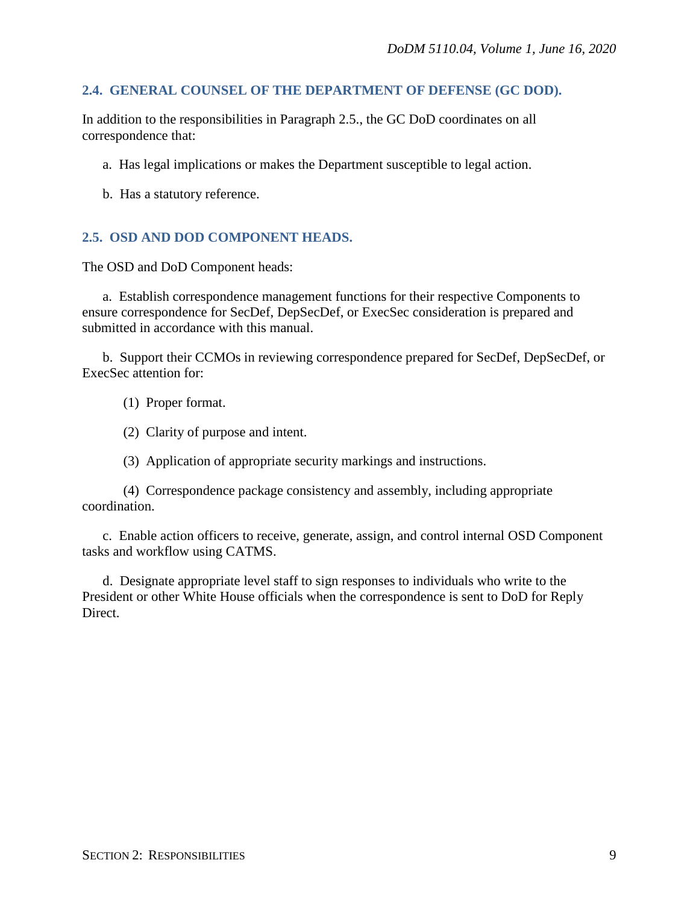### 2.4. GENERAL COUNSEL OF THE DEPARTMENT OF DEFENSE (GC DOD).

In addition to the responsibilities in Paragraph 2.5., the GC DoD coordinates on all correspondence that:

a. Has legal implications or makes the Department susceptible to legal action.

b. Has a statutory reference.

### 2.5. OSD AND DOD COMPONENT HEADS.

The OSD and DoD Component heads:

a. Establish correspondence management functions for their respective Components to ensure correspondence for SecDef, DepSecDef, or ExecSec consideration is prepared and submitted in accordance with this manual.

b. Support their CCMOs in reviewing correspondence prepared for SecDef, DepSecDef, or ExecSec attention for:

(1) Proper format.

(2) Clarity of purpose and intent.

(3) Application of appropriate security markings and instructions.

(4) Correspondence package consistency and assembly, including appropriate coordination.

c. Enable action officers to receive, generate, assign, and control internal OSD Component tasks and workflow using CATMS.

d. Designate appropriate level staff to sign responses to individuals who write to the President or other White House officials when the correspondence is sent to DoD for Reply Direct.